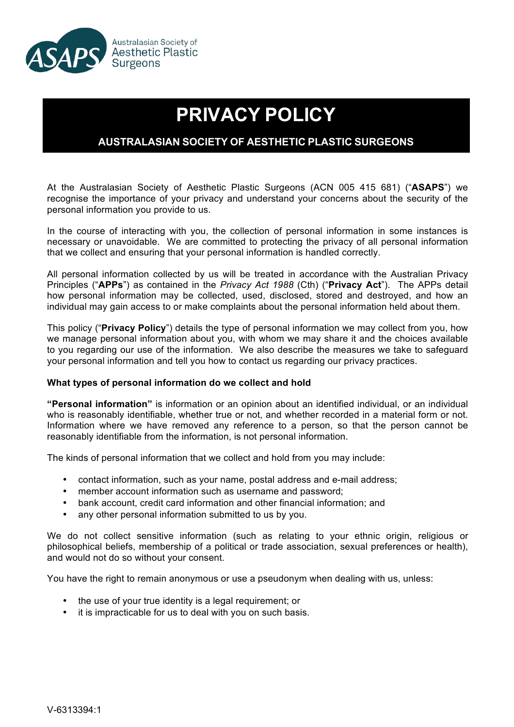Australasian Society of Aesthetic Plastic Surgeons

# PRIVACY POLICY

## AUSTRALASIAN SOCIETY OF AESTHETIC PLASTIC SURGEONS

At the Australasian Society of Aesthetic Plastic Surgeons (ACN 005 415 681) ("**ASAPS**") we recognise the importance of your privacy and understand your concerns about the security of the personal information you provide to us.

In the course of interacting with you, the collection of personal information in some instances is necessary or unavoidable. We are committed to protecting the privacy of all personal information that we collect and ensuring that your personal information is handled correctly.

All personal information collected by us will be treated in accordance with the Australian Privacy Principles ("**APPs**") as contained in the *Privacy Act 1988* (Cth) ("**Privacy Act**"). The APPs detail how personal information may be collected, used, disclosed, stored and destroyed, and how an individual may gain access to or make complaints about the personal information held about them.

This policy ("**Privacy Policy**") details the type of personal information we may collect from you, how we manage personal information about you, with whom we may share it and the choices available to you regarding our use of the information. We also describe the measures we take to safeguard your personal information and tell you how to contact us regarding our privacy practices.

**What types of personal information do we collect and hold**

**"Personal information"** is information or an opinion about an identified individual, or an individual who is reasonably identifiable, whether true or not, and whether recorded in a material form or not. Information where we have removed any reference to a person, so that the person cannot be reasonably identifiable from the information, is not personal information.

The kinds of personal information that we collect and hold from you may include:

- contact information, such as your name, postal address and e-mail address;
- member account information such as username and password;
- bank account, credit card information and other financial information; and
- any other personal information submitted to us by you.

We do not collect sensitive information (such as relating to your ethnic origin, religious or philosophical beliefs, membership of a political or trade association, sexual preferences or health), and would not do so without your consent.

You have the right to remain anonymous or use a pseudonym when dealing with us, unless:

- the use of your true identity is a legal requirement; or
- it is impracticable for us to deal with you on such basis.

V-6313394:1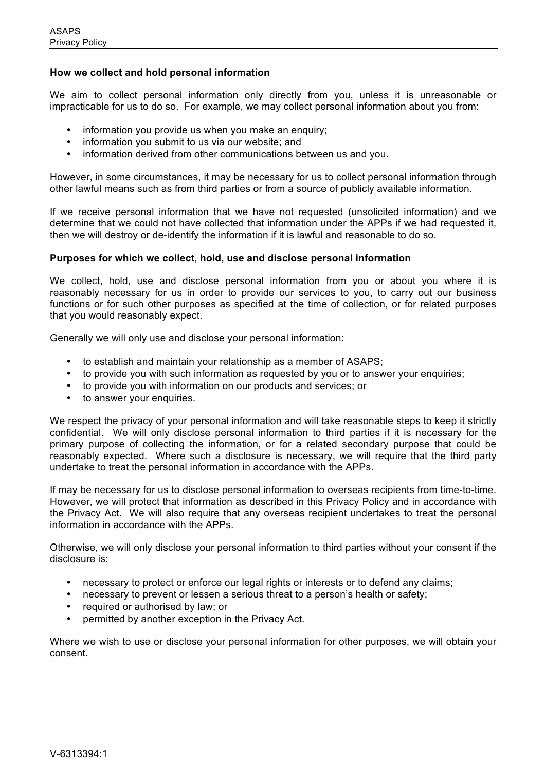**How we collect and hold personal information**

We aim to collect personal information only directly from you, unless it is unreasonable or impracticable for us to do so. For example, we may collect personal information about you from:

- information you provide us when you make an enquiry;
- information you submit to us via our website; and
- information derived from other communications between us and you.

However, in some circumstances, it may be necessary for us to collect personal information through other lawful means such as from third parties or from a source of publicly available information.

If we receive personal information that we have not requested (unsolicited information) and we determine that we could not have collected that information under the APPs if we had requested it, then we will destroy or de-identify the information if it is lawful and reasonable to do so.

**Purposes for which we collect, hold, use and disclose personal information**

We collect, hold, use and disclose personal information from you or about you where it is reasonably necessary for us in order to provide our services to you, to carry out our business functions or for such other purposes as specified at the time of collection, or for related purposes that you would reasonably expect.

Generally we will only use and disclose your personal information:

- to establish and maintain your relationship as a member of ASAPS;
- to provide you with such information as requested by you or to answer your enquiries;
- to provide you with information on our products and services; or
- to answer your enquiries.

We respect the privacy of your personal information and will take reasonable steps to keep it strictly confidential. We will only disclose personal information to third parties if it is necessary for the primary purpose of collecting the information, or for a related secondary purpose that could be reasonably expected. Where such a disclosure is necessary, we will require that the third party undertake to treat the personal information in accordance with the APPs.

If may be necessary for us to disclose personal information to overseas recipients from time-to-time. However, we will protect that information as described in this Privacy Policy and in accordance with the Privacy Act. We will also require that any overseas recipient undertakes to treat the personal information in accordance with the APPs.

Otherwise, we will only disclose your personal information to third parties without your consent if the disclosure is:

- necessary to protect or enforce our legal rights or interests or to defend any claims;
- necessary to prevent or lessen a serious threat to a person's health or safety;
- required or authorised by law; or
- permitted by another exception in the Privacy Act.

Where we wish to use or disclose your personal information for other purposes, we will obtain your consent.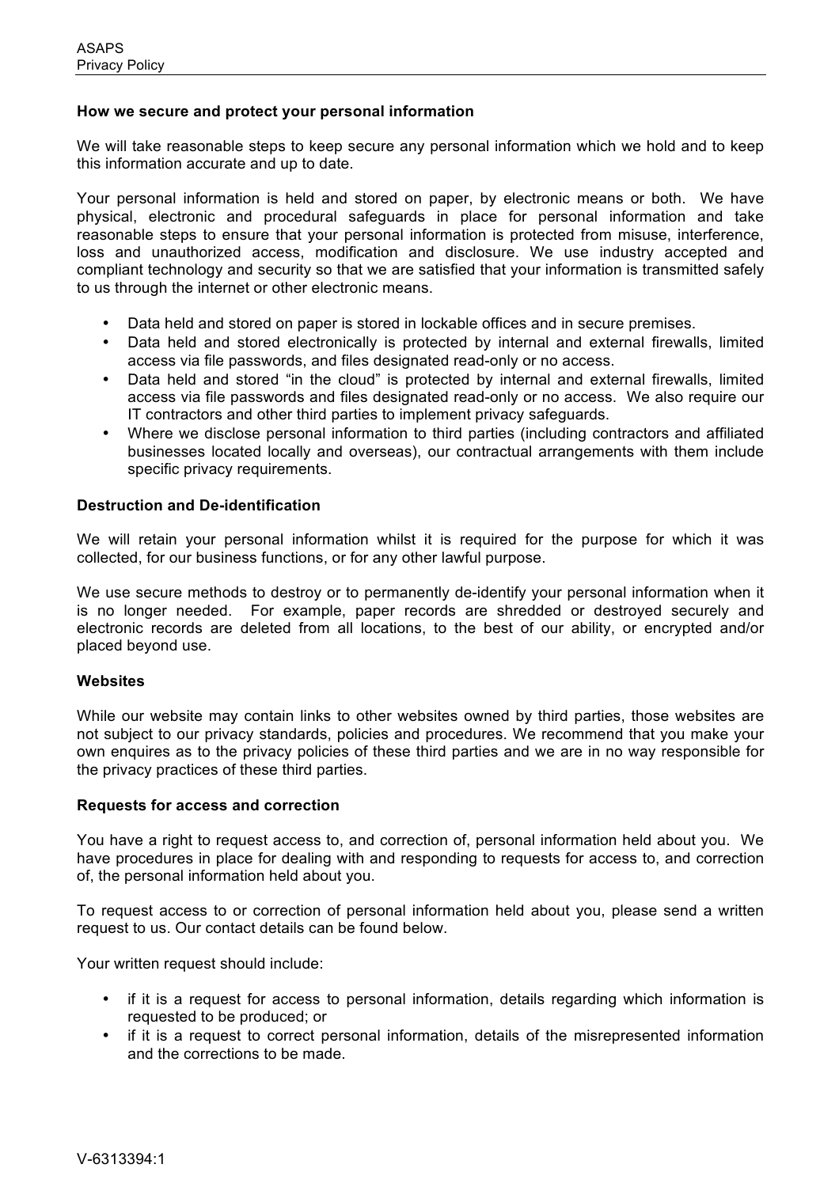**How we secure and protect your personal information**

We will take reasonable steps to keep secure any personal information which we hold and to keep this information accurate and up to date.

Your personal information is held and stored on paper, by electronic means or both. We have physical, electronic and procedural safeguards in place for personal information and take reasonable steps to ensure that your personal information is protected from misuse, interference, loss and unauthorized access, modification and disclosure. We use industry accepted and compliant technology and security so that we are satisfied that your information is transmitted safely to us through the internet or other electronic means.

- Data held and stored on paper is stored in lockable offices and in secure premises.
- Data held and stored electronically is protected by internal and external firewalls, limited access via file passwords, and files designated read-only or no access.
- Data held and stored "in the cloud" is protected by internal and external firewalls, limited access via file passwords and files designated read-only or no access. We also require our IT contractors and other third parties to implement privacy safeguards.
- Where we disclose personal information to third parties (including contractors and affiliated businesses located locally and overseas), our contractual arrangements with them include specific privacy requirements.

**Destruction and De-identification**

We will retain your personal information whilst it is required for the purpose for which it was collected, for our business functions, or for any other lawful purpose.

We use secure methods to destroy or to permanently de-identify your personal information when it is no longer needed. For example, paper records are shredded or destroyed securely and electronic records are deleted from all locations, to the best of our ability, or encrypted and/or placed beyond use.

**Websites**

While our website may contain links to other websites owned by third parties, those websites are not subject to our privacy standards, policies and procedures. We recommend that you make your own enquires as to the privacy policies of these third parties and we are in no way responsible for the privacy practices of these third parties.

**Requests for access and correction**

You have a right to request access to, and correction of, personal information held about you. We have procedures in place for dealing with and responding to requests for access to, and correction of, the personal information held about you.

To request access to or correction of personal information held about you, please send a written request to us. Our contact details can be found below.

Your written request should include:

- if it is a request for access to personal information, details regarding which information is requested to be produced; or
- if it is a request to correct personal information, details of the misrepresented information and the corrections to be made.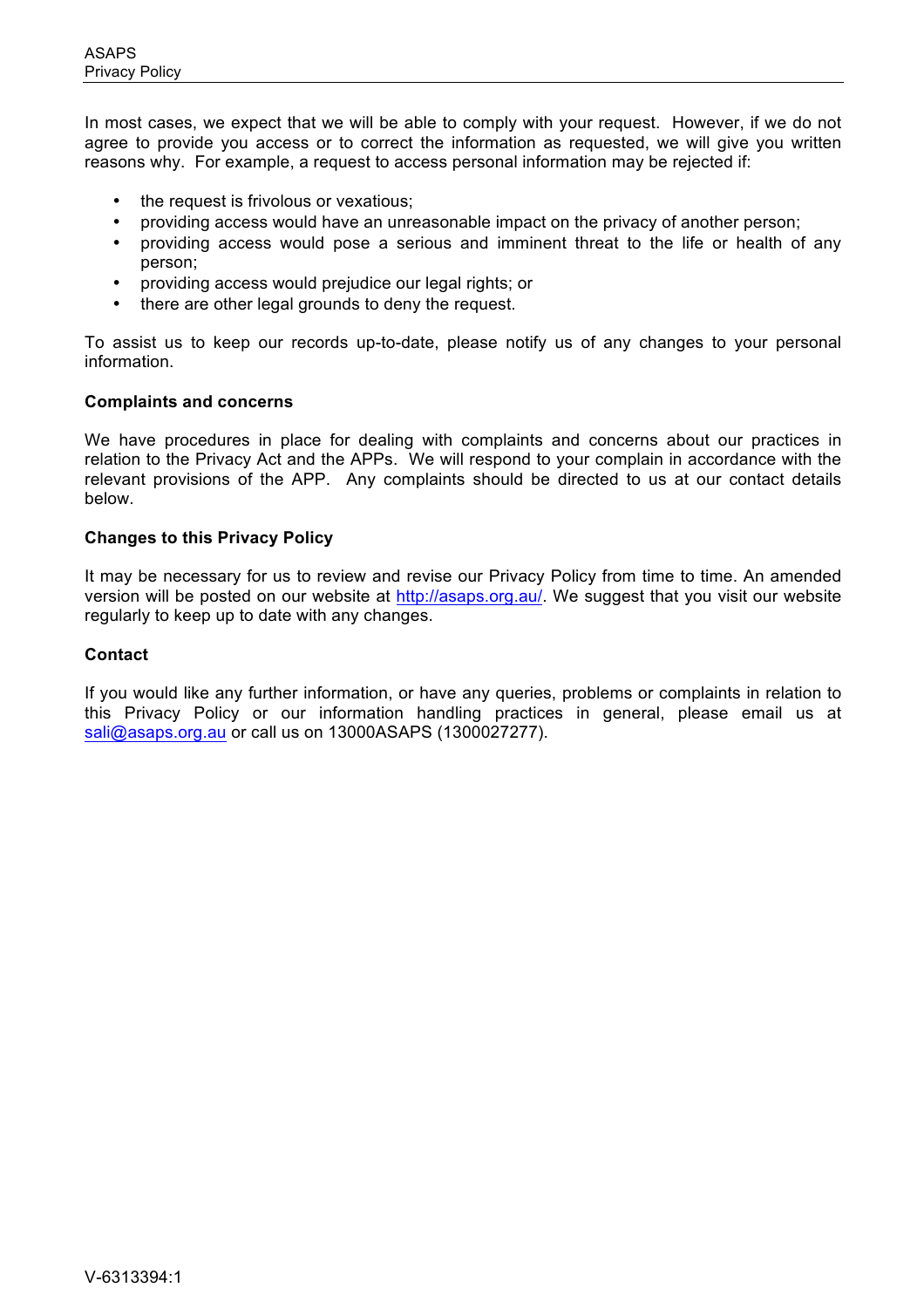In most cases, we expect that we will be able to comply with your request. However, if we do not agree to provide you access or to correct the information as requested, we will give you written reasons why. For example, a request to access personal information may be rejected if:

- the request is frivolous or vexatious;
- providing access would have an unreasonable impact on the privacy of another person;
- providing access would pose a serious and imminent threat to the life or health of any person;
- providing access would prejudice our legal rights; or
- there are other legal grounds to deny the request.

To assist us to keep our records up-to-date, please notify us of any changes to your personal information.

**Complaints and concerns**

We have procedures in place for dealing with complaints and concerns about our practices in relation to the Privacy Act and the APPs. We will respond to your complain in accordance with the relevant provisions of the APP. Any complaints should be directed to us at our contact details below.

**Changes to this Privacy Policy**

It may be necessary for us to review and revise our Privacy Policy from time to time. An amended version will be posted on our website at http://asaps.org.au/. We suggest that you visit our website regularly to keep up to date with any changes.

**Contact**

If you would like any further information, or have any queries, problems or complaints in relation to this Privacy Policy or our information handling practices in general, please email us at sali@asaps.org.au or call us on 13000ASAPS (1300027277).